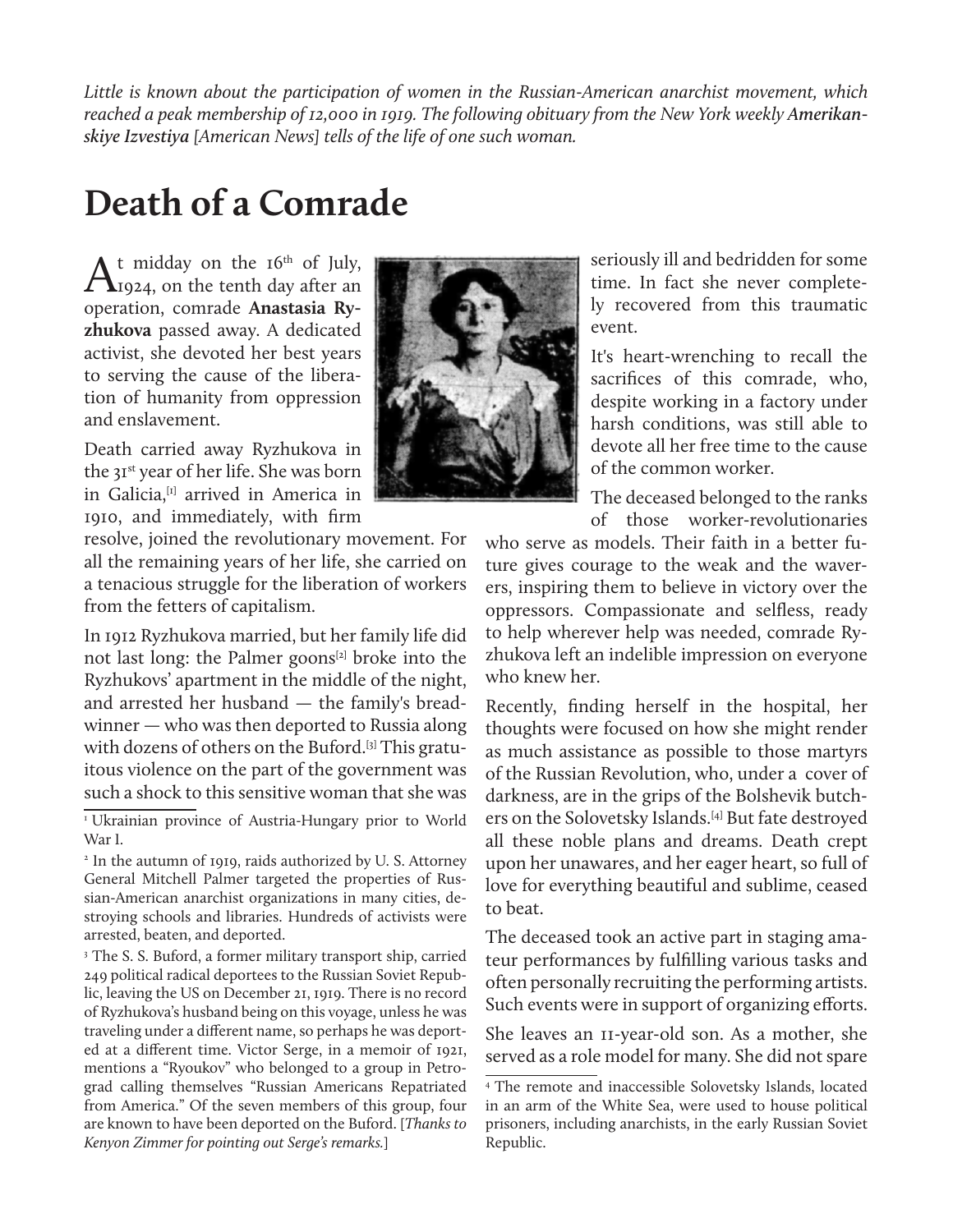*Little is known about the participation of women in the Russian-American anarchist movement, which reached a peak membership of 12,000 in 1919. The following obituary from the New York weekly* ***Amerikanskiye Izvestiya*** *[American News] tells of the life of one such woman.*

# Death of a Comrade

At midday on the 16th of July, 1924, on the tenth day after an operation, comrade **Anastasia Ryzhukova** passed away. A dedicated activist, she devoted her best years to serving the cause of the liberation of humanity from oppression and enslavement.

Death carried away Ryzhukova in the 31st year of her life. She was born in Galicia,[1] arrived in America in 1910, and immediately, with firm resolve, joined the revolutionary movement. For all the remaining years of her life, she carried on a tenacious struggle for the liberation of workers from the fetters of capitalism.

In 1912 Ryzhukova married, but her family life did not last long: the Palmer goons[2] broke into the Ryzhukovs' apartment in the middle of the night, and arrested her husband — the family's breadwinner — who was then deported to Russia along with dozens of others on the Buford.[3] This gratuitous violence on the part of the government was such a shock to this sensitive woman that she was seriously ill and bedridden for some time. In fact she never completely recovered from this traumatic event.

It's heart-wrenching to recall the sacrifices of this comrade, who, despite working in a factory under harsh conditions, was still able to devote all her free time to the cause of the common worker.

The deceased belonged to the ranks of those worker-revolutionaries who serve as models. Their faith in a better future gives courage to the weak and the waverers, inspiring them to believe in victory over the oppressors. Compassionate and selfless, ready to help wherever help was needed, comrade Ryzhukova left an indelible impression on everyone who knew her.

Recently, finding herself in the hospital, her thoughts were focused on how she might render as much assistance as possible to those martyrs of the Russian Revolution, who, under a cover of darkness, are in the grips of the Bolshevik butchers on the Solovetsky Islands.[4] But fate destroyed all these noble plans and dreams. Death crept upon her unawares, and her eager heart, so full of love for everything beautiful and sublime, ceased to beat.

The deceased took an active part in staging amateur performances by fulfilling various tasks and often personally recruiting the performing artists. Such events were in support of organizing efforts.

She leaves an 11-year-old son. As a mother, she served as a role model for many. She did not spare

[1] Ukrainian province of Austria-Hungary prior to World War I.

[2] In the autumn of 1919, raids authorized by U. S. Attorney General Mitchell Palmer targeted the properties of Russian-American anarchist organizations in many cities, destroying schools and libraries. Hundreds of activists were arrested, beaten, and deported.

[3] The S. S. Buford, a former military transport ship, carried 249 political radical deportees to the Russian Soviet Republic, leaving the US on December 21, 1919. There is no record of Ryzhukova's husband being on this voyage, unless he was traveling under a different name, so perhaps he was deported at a different time. Victor Serge, in a memoir of 1921, mentions a "Ryoukov" who belonged to a group in Petrograd calling themselves "Russian Americans Repatriated from America." Of the seven members of this group, four are known to have been deported on the Buford. [*Thanks to Kenyon Zimmer for pointing out Serge's remarks.*]

[4] The remote and inaccessible Solovetsky Islands, located in an arm of the White Sea, were used to house political prisoners, including anarchists, in the early Russian Soviet Republic.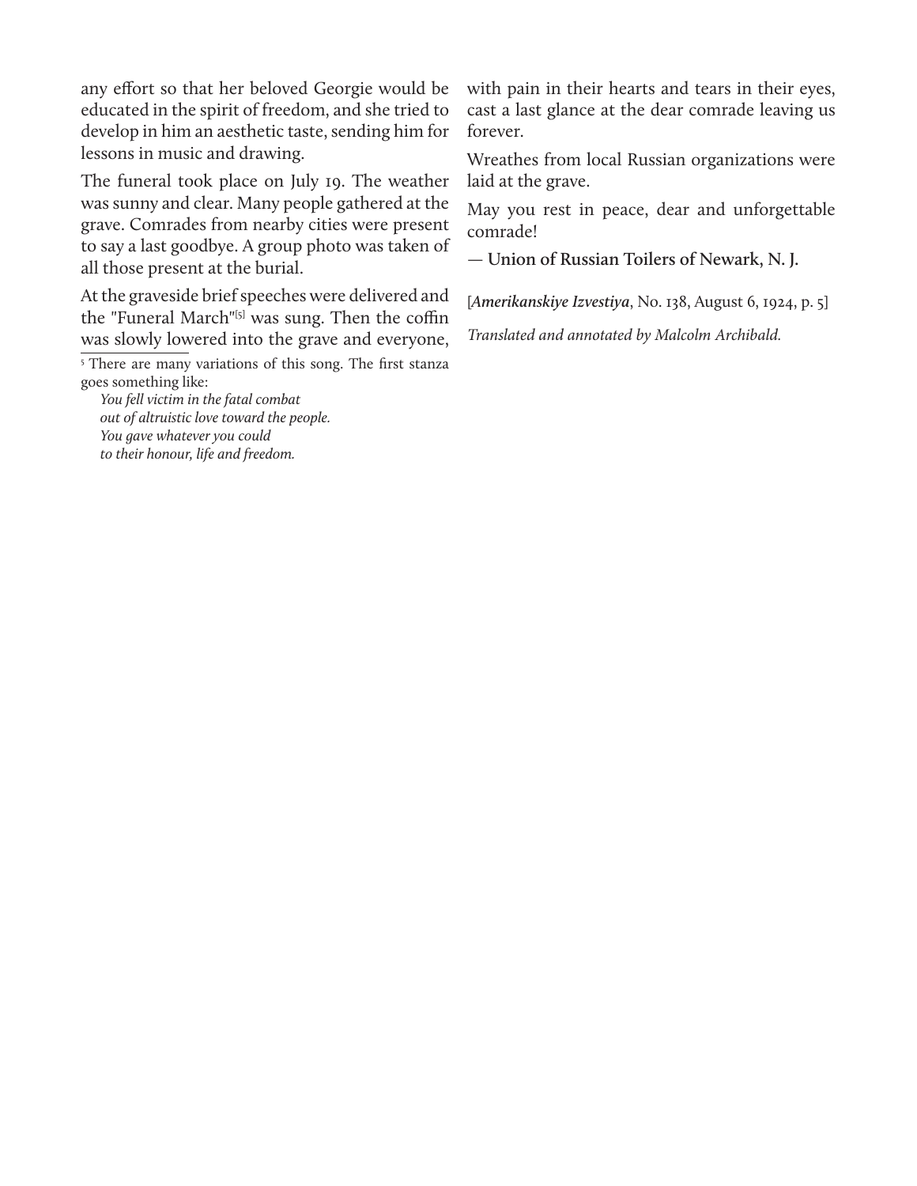any effort so that her beloved Georgie would be educated in the spirit of freedom, and she tried to develop in him an aesthetic taste, sending him for lessons in music and drawing.

The funeral took place on July 19. The weather was sunny and clear. Many people gathered at the grave. Comrades from nearby cities were present to say a last goodbye. A group photo was taken of all those present at the burial.

At the graveside brief speeches were delivered and the "Funeral March"[5] was sung. Then the coffin was slowly lowered into the grave and everyone, with pain in their hearts and tears in their eyes, cast a last glance at the dear comrade leaving us forever.

Wreathes from local Russian organizations were laid at the grave.

May you rest in peace, dear and unforgettable comrade!

**— Union of Russian Toilers of Newark, N. J.**

[***Amerikanskiye Izvestiya***, No. 138, August 6, 1924, p. 5]

*Translated and annotated by Malcolm Archibald.*

---

[5] There are many variations of this song. The first stanza goes something like:

*You fell victim in the fatal combat*
*out of altruistic love toward the people.*
*You gave whatever you could*
*to their honour, life and freedom.*